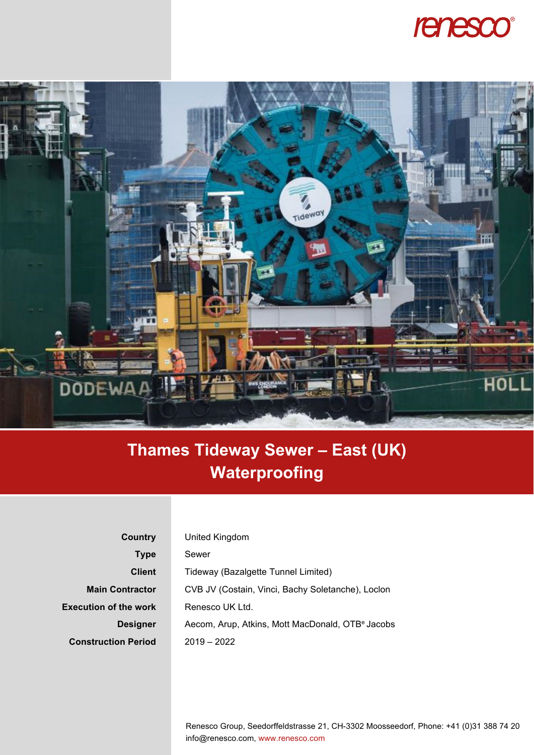# Thames Tideway Sewer – East (UK)
## Waterproofing

| | |
|---|---|
| **Country** | United Kingdom |
| **Type** | Sewer |
| **Client** | Tideway (Bazalgette Tunnel Limited) |
| **Main Contractor** | CVB JV (Costain, Vinci, Bachy Soletanche), Loclon |
| **Execution of the work** | Renesco UK Ltd. |
| **Designer** | Aecom, Arup, Atkins, Mott MacDonald, OTB[e] Jacobs |
| **Construction Period** | 2019 – 2022 |

Renesco Group, Seedorffeldstrasse 21, CH-3302 Moosseedorf, Phone: +41 (0)31 388 74 20
info@renesco.com, www.renesco.com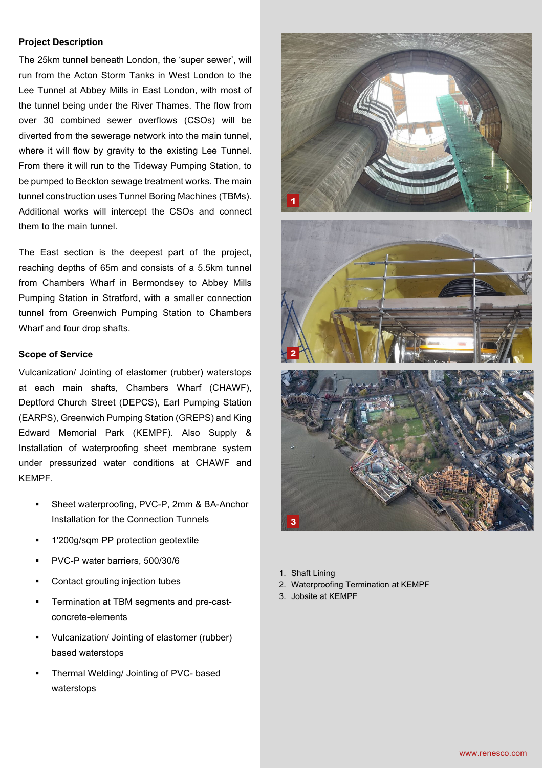## Project Description

The 25km tunnel beneath London, the 'super sewer', will run from the Acton Storm Tanks in West London to the Lee Tunnel at Abbey Mills in East London, with most of the tunnel being under the River Thames. The flow from over 30 combined sewer overflows (CSOs) will be diverted from the sewerage network into the main tunnel, where it will flow by gravity to the existing Lee Tunnel. From there it will run to the Tideway Pumping Station, to be pumped to Beckton sewage treatment works. The main tunnel construction uses Tunnel Boring Machines (TBMs). Additional works will intercept the CSOs and connect them to the main tunnel.

The East section is the deepest part of the project, reaching depths of 65m and consists of a 5.5km tunnel from Chambers Wharf in Bermondsey to Abbey Mills Pumping Station in Stratford, with a smaller connection tunnel from Greenwich Pumping Station to Chambers Wharf and four drop shafts.

## Scope of Service

Vulcanization/ Jointing of elastomer (rubber) waterstops at each main shafts, Chambers Wharf (CHAWF), Deptford Church Street (DEPCS), Earl Pumping Station (EARPS), Greenwich Pumping Station (GREPS) and King Edward Memorial Park (KEMPF). Also Supply & Installation of waterproofing sheet membrane system under pressurized water conditions at CHAWF and KEMPF.

- Sheet waterproofing, PVC-P, 2mm & BA-Anchor Installation for the Connection Tunnels
- 1'200g/sqm PP protection geotextile
- PVC-P water barriers, 500/30/6
- Contact grouting injection tubes
- Termination at TBM segments and pre-cast-concrete-elements
- Vulcanization/ Jointing of elastomer (rubber) based waterstops
- Thermal Welding/ Jointing of PVC- based waterstops

1. Shaft Lining
2. Waterproofing Termination at KEMPF
3. Jobsite at KEMPF